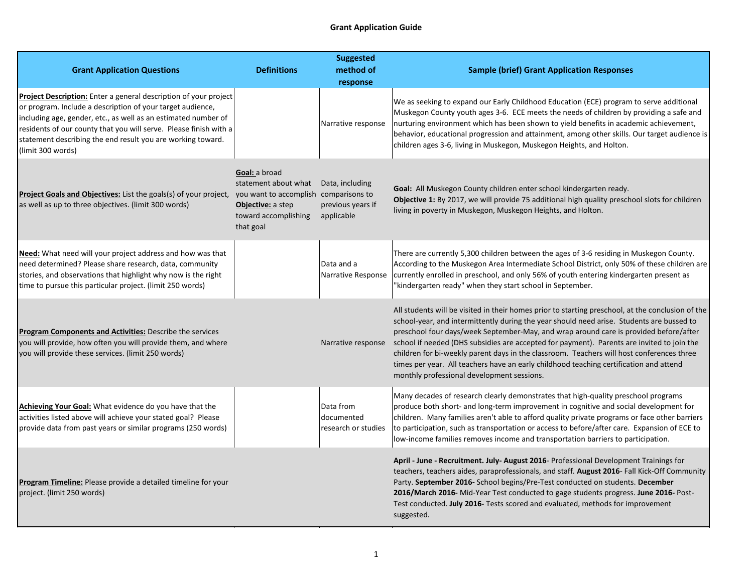# Grant Application Guide

| Grant Application Questions | Definitions | Suggested method of response | Sample (brief) Grant Application Responses |
|---|---|---|---|
| **Project Description:** Enter a general description of your project or program. Include a description of your target audience, including age, gender, etc., as well as an estimated number of residents of our county that you will serve. Please finish with a statement describing the end result you are working toward. (limit 300 words) | | Narrative response | We as seeking to expand our Early Childhood Education (ECE) program to serve additional Muskegon County youth ages 3-6. ECE meets the needs of children by providing a safe and nurturing environment which has been shown to yield benefits in academic achievement, behavior, educational progression and attainment, among other skills. Our target audience is children ages 3-6, living in Muskegon, Muskegon Heights, and Holton. |
| **Project Goals and Objectives:** List the goals(s) of your project, as well as up to three objectives. (limit 300 words) | **Goal:** a broad statement about what you want to accomplish **Objective:** a step toward accomplishing that goal | Data, including comparisons to previous years if applicable | **Goal:** All Muskegon County children enter school kindergarten ready. **Objective 1:** By 2017, we will provide 75 additional high quality preschool slots for children living in poverty in Muskegon, Muskegon Heights, and Holton. |
| **Need:** What need will your project address and how was that need determined? Please share research, data, community stories, and observations that highlight why now is the right time to pursue this particular project. (limit 250 words) | | Data and a Narrative Response | There are currently 5,300 children between the ages of 3-6 residing in Muskegon County. According to the Muskegon Area Intermediate School District, only 50% of these children are currently enrolled in preschool, and only 56% of youth entering kindergarten present as "kindergarten ready" when they start school in September. |
| **Program Components and Activities:** Describe the services you will provide, how often you will provide them, and where you will provide these services. (limit 250 words) | | Narrative response | All students will be visited in their homes prior to starting preschool, at the conclusion of the school-year, and intermittently during the year should need arise. Students are bussed to preschool four days/week September-May, and wrap around care is provided before/after school if needed (DHS subsidies are accepted for payment). Parents are invited to join the children for bi-weekly parent days in the classroom. Teachers will host conferences three times per year. All teachers have an early childhood teaching certification and attend monthly professional development sessions. |
| **Achieving Your Goal:** What evidence do you have that the activities listed above will achieve your stated goal? Please provide data from past years or similar programs (250 words) | | Data from documented research or studies | Many decades of research clearly demonstrates that high-quality preschool programs produce both short- and long-term improvement in cognitive and social development for children. Many families aren't able to afford quality private programs or face other barriers to participation, such as transportation or access to before/after care. Expansion of ECE to low-income families removes income and transportation barriers to participation. |
| **Program Timeline:** Please provide a detailed timeline for your project. (limit 250 words) | | | **April - June - Recruitment. July- August 2016**- Professional Development Trainings for teachers, teachers aides, paraprofessionals, and staff. **August 2016**- Fall Kick-Off Community Party. **September 2016-** School begins/Pre-Test conducted on students. **December 2016/March 2016-** Mid-Year Test conducted to gage students progress. **June 2016-** Post-Test conducted. **July 2016-** Tests scored and evaluated, methods for improvement suggested. |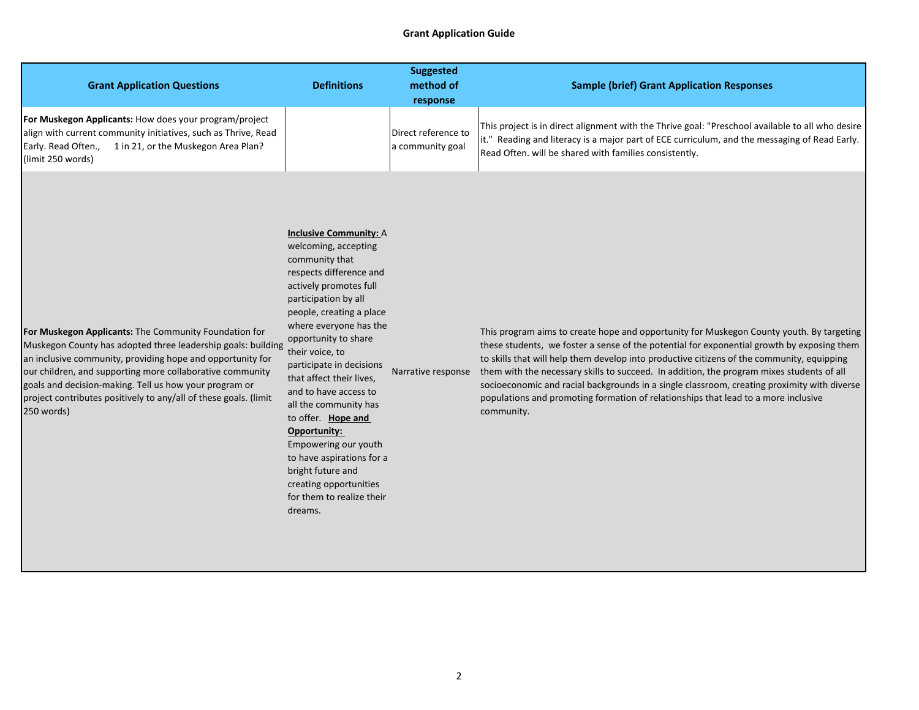**Grant Application Guide**

| Grant Application Questions | Definitions | Suggested method of response | Sample (brief) Grant Application Responses |
|---|---|---|---|
| **For Muskegon Applicants:** How does your program/project align with current community initiatives, such as Thrive, Read Early. Read Often., 1 in 21, or the Muskegon Area Plan? (limit 250 words) | | Direct reference to a community goal | This project is in direct alignment with the Thrive goal: "Preschool available to all who desire it." Reading and literacy is a major part of ECE curriculum, and the messaging of Read Early. Read Often. will be shared with families consistently. |
| **For Muskegon Applicants:** The Community Foundation for Muskegon County has adopted three leadership goals: building an inclusive community, providing hope and opportunity for our children, and supporting more collaborative community goals and decision-making. Tell us how your program or project contributes positively to any/all of these goals. (limit 250 words) | **Inclusive Community:** A welcoming, accepting community that respects difference and actively promotes full participation by all people, creating a place where everyone has the opportunity to share their voice, to participate in decisions that affect their lives, and to have access to all the community has to offer. **Hope and Opportunity:** Empowering our youth to have aspirations for a bright future and creating opportunities for them to realize their dreams. | Narrative response | This program aims to create hope and opportunity for Muskegon County youth. By targeting these students, we foster a sense of the potential for exponential growth by exposing them to skills that will help them develop into productive citizens of the community, equipping them with the necessary skills to succeed. In addition, the program mixes students of all socioeconomic and racial backgrounds in a single classroom, creating proximity with diverse populations and promoting formation of relationships that lead to a more inclusive community. |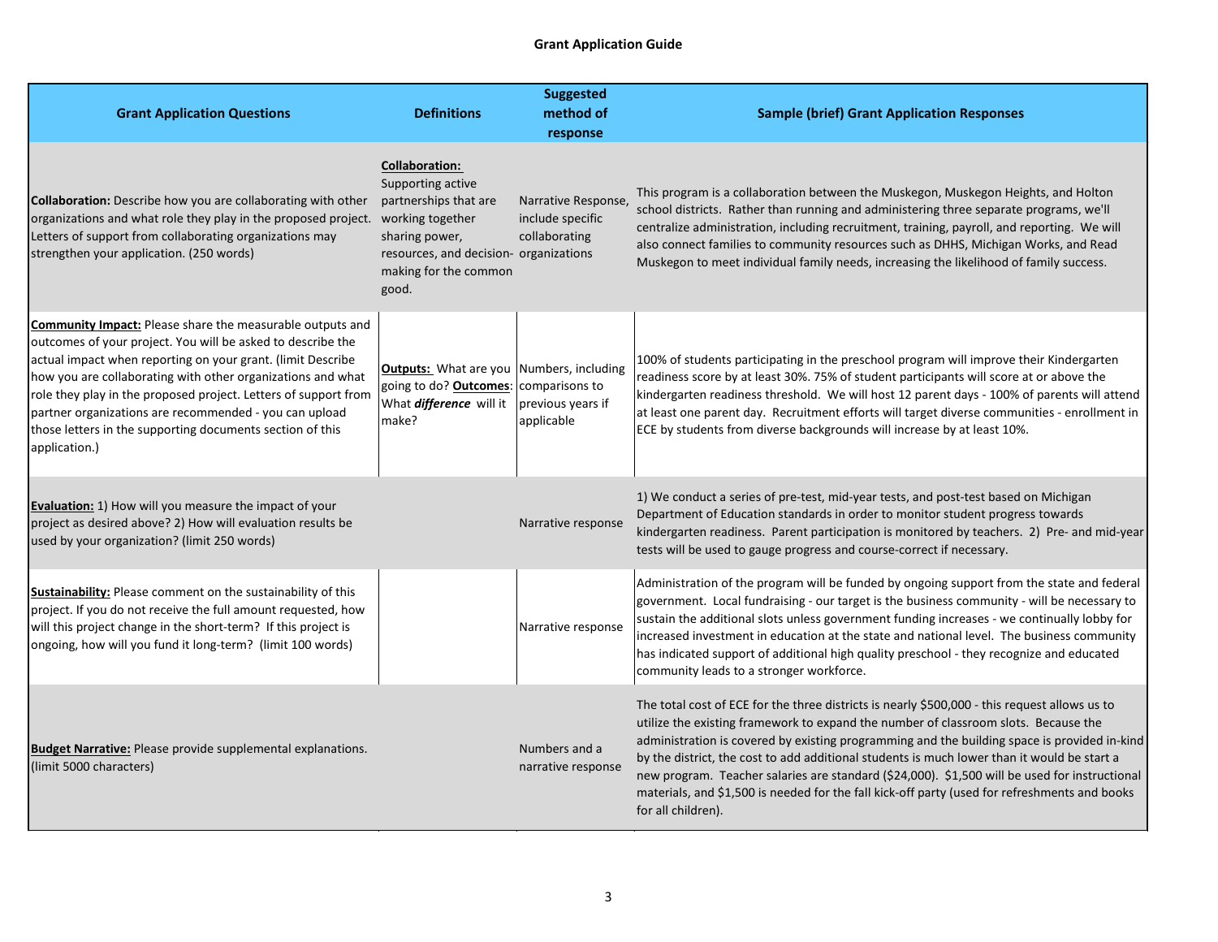## Grant Application Guide

| Grant Application Questions | Definitions | Suggested method of response | Sample (brief) Grant Application Responses |
| --- | --- | --- | --- |
| **Collaboration:** Describe how you are collaborating with other organizations and what role they play in the proposed project. Letters of support from collaborating organizations may strengthen your application. (250 words) | **Collaboration:** Supporting active partnerships that are working together sharing power, resources, and decision-making for the common good. | Narrative Response, include specific collaborating organizations | This program is a collaboration between the Muskegon, Muskegon Heights, and Holton school districts. Rather than running and administering three separate programs, we'll centralize administration, including recruitment, training, payroll, and reporting. We will also connect families to community resources such as DHHS, Michigan Works, and Read Muskegon to meet individual family needs, increasing the likelihood of family success. |
| **Community Impact:** Please share the measurable outputs and outcomes of your project. You will be asked to describe the actual impact when reporting on your grant. (limit Describe how you are collaborating with other organizations and what role they play in the proposed project. Letters of support from partner organizations are recommended - you can upload those letters in the supporting documents section of this application.) | **Outputs:** What are you going to do? **Outcomes**: What ***difference*** will it make? | Numbers, including comparisons to previous years if applicable | 100% of students participating in the preschool program will improve their Kindergarten readiness score by at least 30%. 75% of student participants will score at or above the kindergarten readiness threshold. We will host 12 parent days - 100% of parents will attend at least one parent day. Recruitment efforts will target diverse communities - enrollment in ECE by students from diverse backgrounds will increase by at least 10%. |
| **Evaluation:** 1) How will you measure the impact of your project as desired above? 2) How will evaluation results be used by your organization? (limit 250 words) | | Narrative response | 1) We conduct a series of pre-test, mid-year tests, and post-test based on Michigan Department of Education standards in order to monitor student progress towards kindergarten readiness. Parent participation is monitored by teachers. 2) Pre- and mid-year tests will be used to gauge progress and course-correct if necessary. |
| **Sustainability:** Please comment on the sustainability of this project. If you do not receive the full amount requested, how will this project change in the short-term? If this project is ongoing, how will you fund it long-term? (limit 100 words) | | Narrative response | Administration of the program will be funded by ongoing support from the state and federal government. Local fundraising - our target is the business community - will be necessary to sustain the additional slots unless government funding increases - we continually lobby for increased investment in education at the state and national level. The business community has indicated support of additional high quality preschool - they recognize and educated community leads to a stronger workforce. |
| **Budget Narrative:** Please provide supplemental explanations. (limit 5000 characters) | | Numbers and a narrative response | The total cost of ECE for the three districts is nearly $500,000 - this request allows us to utilize the existing framework to expand the number of classroom slots. Because the administration is covered by existing programming and the building space is provided in-kind by the district, the cost to add additional students is much lower than it would be start a new program. Teacher salaries are standard ($24,000). $1,500 will be used for instructional materials, and $1,500 is needed for the fall kick-off party (used for refreshments and books for all children). |